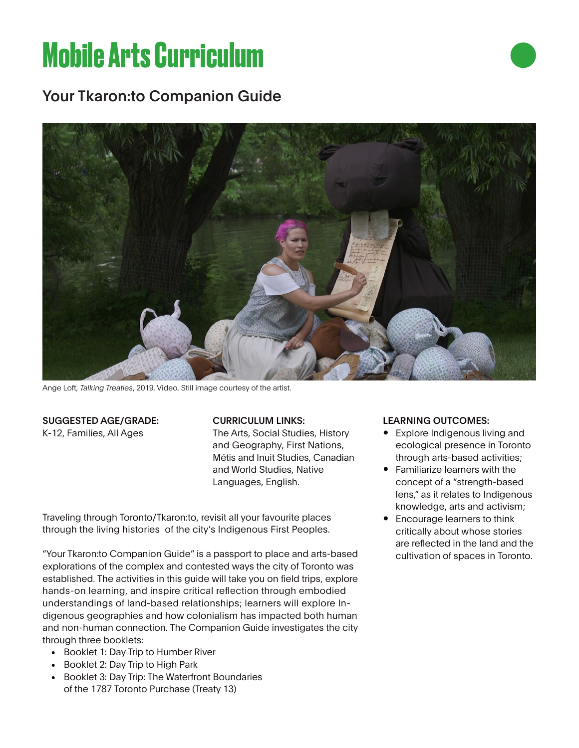# Mobile Arts Curriculum

## Your Tkaron:to Companion Guide

Ange Loft, *Talking Treaties*, 2019. Video. Still image courtesy of the artist.

**SUGGESTED AGE/GRADE:**
K-12, Families, All Ages

**CURRICULUM LINKS:**
The Arts, Social Studies, History and Geography, First Nations, Métis and Inuit Studies, Canadian and World Studies, Native Languages, English.

**LEARNING OUTCOMES:**

- Explore Indigenous living and ecological presence in Toronto through arts-based activities;
- Familiarize learners with the concept of a "strength-based lens," as it relates to Indigenous knowledge, arts and activism;
- Encourage learners to think critically about whose stories are reflected in the land and the cultivation of spaces in Toronto.

Traveling through Toronto/Tkaron:to, revisit all your favourite places through the living histories of the city's Indigenous First Peoples.

"Your Tkaron:to Companion Guide" is a passport to place and arts-based explorations of the complex and contested ways the city of Toronto was established. The activities in this guide will take you on field trips, explore hands-on learning, and inspire critical reflection through embodied understandings of land-based relationships; learners will explore Indigenous geographies and how colonialism has impacted both human and non-human connection. The Companion Guide investigates the city through three booklets:

- Booklet 1: Day Trip to Humber River
- Booklet 2: Day Trip to High Park
- Booklet 3: Day Trip: The Waterfront Boundaries of the 1787 Toronto Purchase (Treaty 13)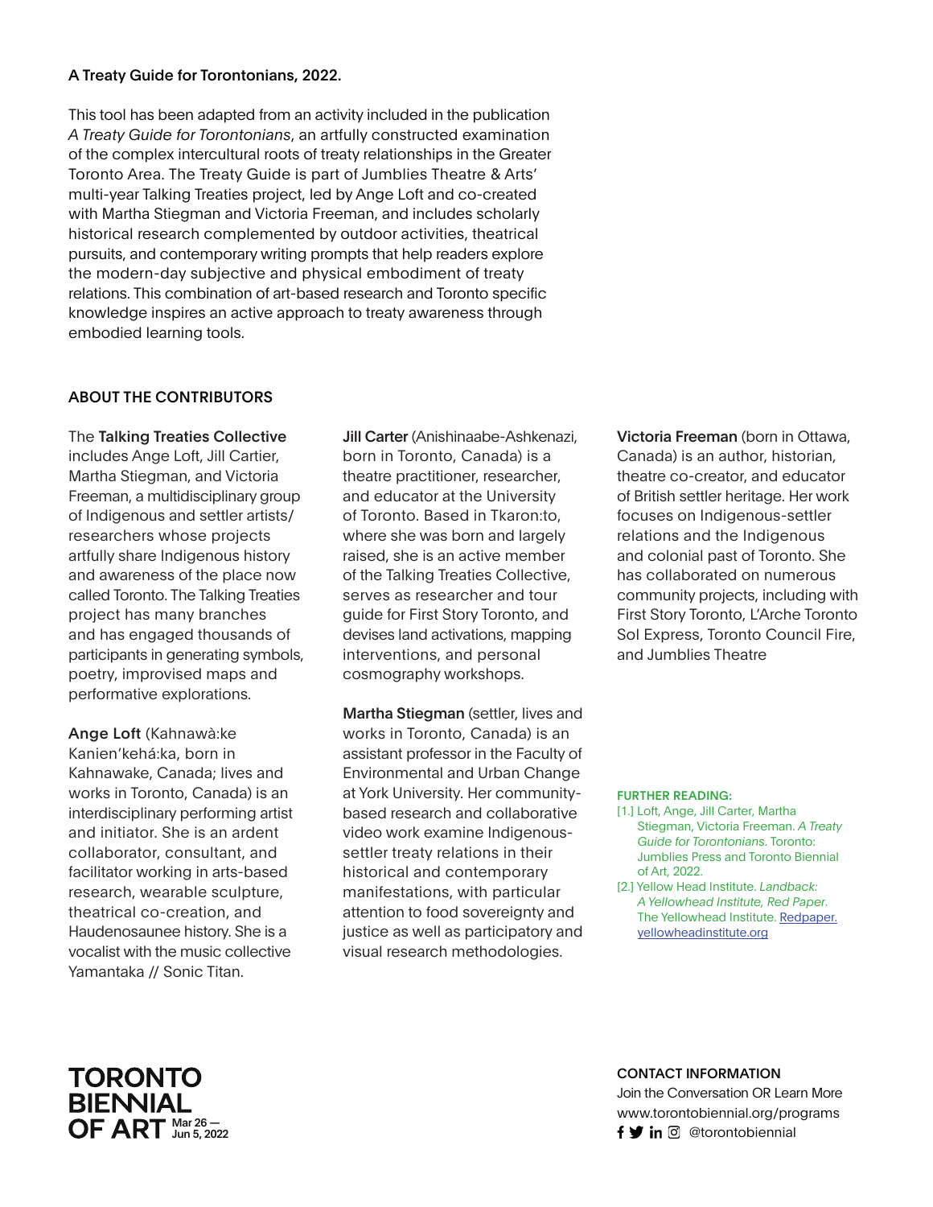**A Treaty Guide for Torontonians, 2022.**

This tool has been adapted from an activity included in the publication *A Treaty Guide for Torontonians*, an artfully constructed examination of the complex intercultural roots of treaty relationships in the Greater Toronto Area. The Treaty Guide is part of Jumblies Theatre & Arts' multi-year Talking Treaties project, led by Ange Loft and co-created with Martha Stiegman and Victoria Freeman, and includes scholarly historical research complemented by outdoor activities, theatrical pursuits, and contemporary writing prompts that help readers explore the modern-day subjective and physical embodiment of treaty relations. This combination of art-based research and Toronto specific knowledge inspires an active approach to treaty awareness through embodied learning tools.

## ABOUT THE CONTRIBUTORS

The **Talking Treaties Collective** includes Ange Loft, Jill Cartier, Martha Stiegman, and Victoria Freeman, a multidisciplinary group of Indigenous and settler artists/researchers whose projects artfully share Indigenous history and awareness of the place now called Toronto. The Talking Treaties project has many branches and has engaged thousands of participants in generating symbols, poetry, improvised maps and performative explorations.

**Ange Loft** (Kahnawà:ke Kanien'kehá:ka, born in Kahnawake, Canada; lives and works in Toronto, Canada) is an interdisciplinary performing artist and initiator. She is an ardent collaborator, consultant, and facilitator working in arts-based research, wearable sculpture, theatrical co-creation, and Haudenosaunee history. She is a vocalist with the music collective Yamantaka // Sonic Titan.

**Jill Carter** (Anishinaabe-Ashkenazi, born in Toronto, Canada) is a theatre practitioner, researcher, and educator at the University of Toronto. Based in Tkaron:to, where she was born and largely raised, she is an active member of the Talking Treaties Collective, serves as researcher and tour guide for First Story Toronto, and devises land activations, mapping interventions, and personal cosmography workshops.

**Martha Stiegman** (settler, lives and works in Toronto, Canada) is an assistant professor in the Faculty of Environmental and Urban Change at York University. Her community-based research and collaborative video work examine Indigenous-settler treaty relations in their historical and contemporary manifestations, with particular attention to food sovereignty and justice as well as participatory and visual research methodologies.

**Victoria Freeman** (born in Ottawa, Canada) is an author, historian, theatre co-creator, and educator of British settler heritage. Her work focuses on Indigenous-settler relations and the Indigenous and colonial past of Toronto. She has collaborated on numerous community projects, including with First Story Toronto, L'Arche Toronto Sol Express, Toronto Council Fire, and Jumblies Theatre

**FURTHER READING:**

[1.] Loft, Ange, Jill Carter, Martha Stiegman, Victoria Freeman. *A Treaty Guide for Torontonians*. Toronto: Jumblies Press and Toronto Biennial of Art, 2022.

[2.] Yellow Head Institute. *Landback: A Yellowhead Institute, Red Paper*. The Yellowhead Institute. Redpaper.yellowheadinstitute.org

TORONTO BIENNIAL OF ART Mar 26 — Jun 5, 2022

**CONTACT INFORMATION**

Join the Conversation OR Learn More
www.torontobiennial.org/programs
@torontobiennial